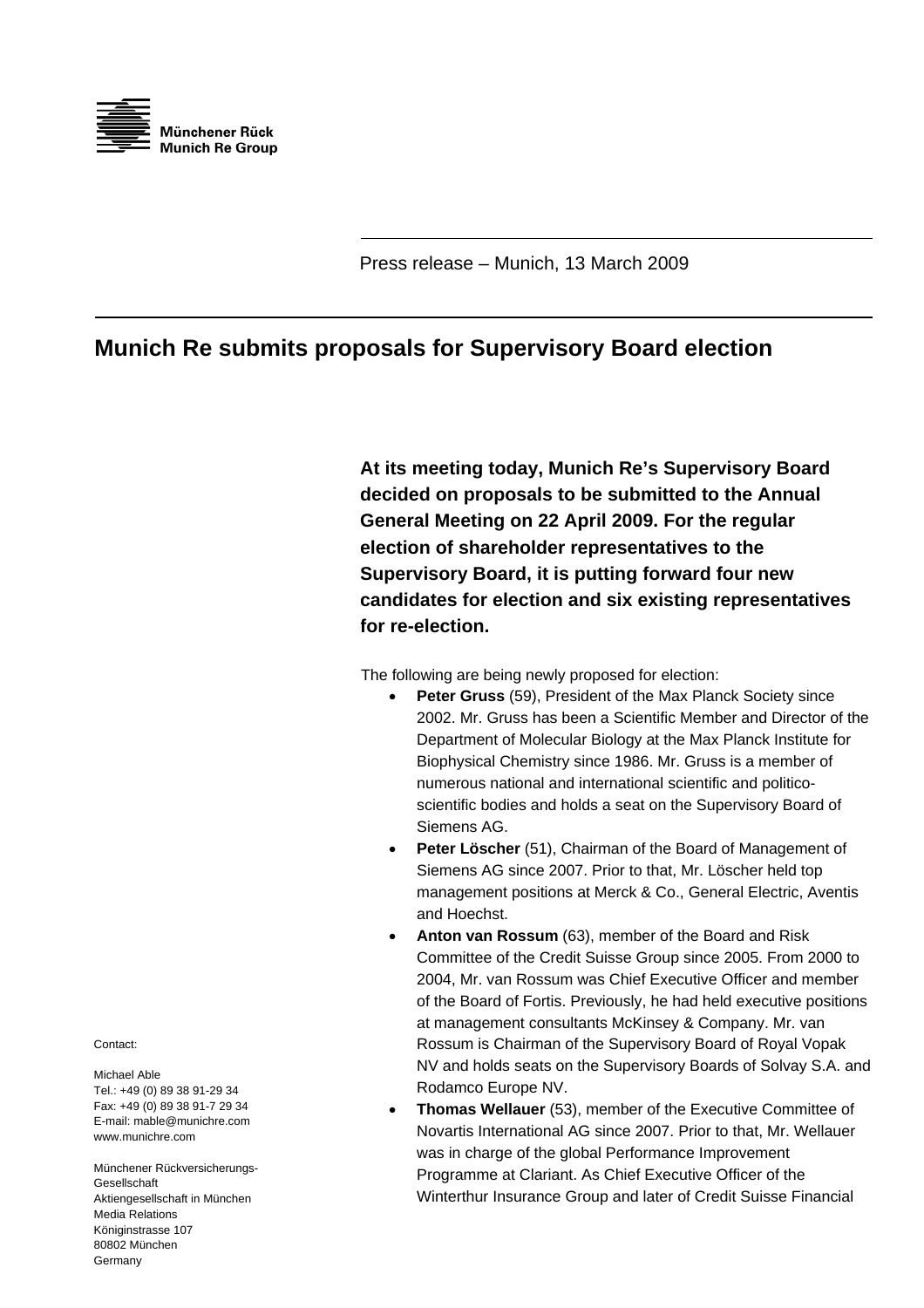Münchener Rück
Munich Re Group

Press release – Munich, 13 March 2009

# Munich Re submits proposals for Supervisory Board election

**At its meeting today, Munich Re's Supervisory Board decided on proposals to be submitted to the Annual General Meeting on 22 April 2009. For the regular election of shareholder representatives to the Supervisory Board, it is putting forward four new candidates for election and six existing representatives for re-election.**

The following are being newly proposed for election:

- **Peter Gruss** (59), President of the Max Planck Society since 2002. Mr. Gruss has been a Scientific Member and Director of the Department of Molecular Biology at the Max Planck Institute for Biophysical Chemistry since 1986. Mr. Gruss is a member of numerous national and international scientific and politico-scientific bodies and holds a seat on the Supervisory Board of Siemens AG.
- **Peter Löscher** (51), Chairman of the Board of Management of Siemens AG since 2007. Prior to that, Mr. Löscher held top management positions at Merck & Co., General Electric, Aventis and Hoechst.
- **Anton van Rossum** (63), member of the Board and Risk Committee of the Credit Suisse Group since 2005. From 2000 to 2004, Mr. van Rossum was Chief Executive Officer and member of the Board of Fortis. Previously, he had held executive positions at management consultants McKinsey & Company. Mr. van Rossum is Chairman of the Supervisory Board of Royal Vopak NV and holds seats on the Supervisory Boards of Solvay S.A. and Rodamco Europe NV.
- **Thomas Wellauer** (53), member of the Executive Committee of Novartis International AG since 2007. Prior to that, Mr. Wellauer was in charge of the global Performance Improvement Programme at Clariant. As Chief Executive Officer of the Winterthur Insurance Group and later of Credit Suisse Financial

Contact:

Michael Able
Tel.: +49 (0) 89 38 91-29 34
Fax: +49 (0) 89 38 91-7 29 34
E-mail: mable@munichre.com
www.munichre.com

Münchener Rückversicherungs-Gesellschaft
Aktiengesellschaft in München
Media Relations
Königinstrasse 107
80802 München
Germany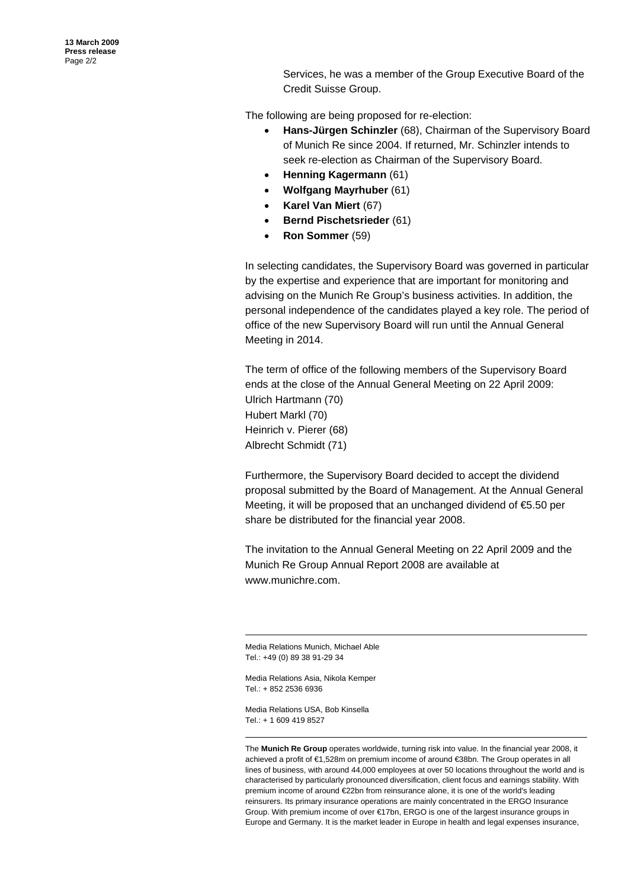Services, he was a member of the Group Executive Board of the Credit Suisse Group.

The following are being proposed for re-election:

- **Hans-Jürgen Schinzler** (68), Chairman of the Supervisory Board of Munich Re since 2004. If returned, Mr. Schinzler intends to seek re-election as Chairman of the Supervisory Board.
- **Henning Kagermann** (61)
- **Wolfgang Mayrhuber** (61)
- **Karel Van Miert** (67)
- **Bernd Pischetsrieder** (61)
- **Ron Sommer** (59)

In selecting candidates, the Supervisory Board was governed in particular by the expertise and experience that are important for monitoring and advising on the Munich Re Group's business activities. In addition, the personal independence of the candidates played a key role. The period of office of the new Supervisory Board will run until the Annual General Meeting in 2014.

The term of office of the following members of the Supervisory Board ends at the close of the Annual General Meeting on 22 April 2009:
Ulrich Hartmann (70)
Hubert Markl (70)
Heinrich v. Pierer (68)
Albrecht Schmidt (71)

Furthermore, the Supervisory Board decided to accept the dividend proposal submitted by the Board of Management. At the Annual General Meeting, it will be proposed that an unchanged dividend of €5.50 per share be distributed for the financial year 2008.

The invitation to the Annual General Meeting on 22 April 2009 and the Munich Re Group Annual Report 2008 are available at www.munichre.com.

---

Media Relations Munich, Michael Able
Tel.: +49 (0) 89 38 91-29 34

Media Relations Asia, Nikola Kemper
Tel.: + 852 2536 6936

Media Relations USA, Bob Kinsella
Tel.: + 1 609 419 8527

---

The **Munich Re Group** operates worldwide, turning risk into value. In the financial year 2008, it achieved a profit of €1,528m on premium income of around €38bn. The Group operates in all lines of business, with around 44,000 employees at over 50 locations throughout the world and is characterised by particularly pronounced diversification, client focus and earnings stability. With premium income of around €22bn from reinsurance alone, it is one of the world's leading reinsurers. Its primary insurance operations are mainly concentrated in the ERGO Insurance Group. With premium income of over €17bn, ERGO is one of the largest insurance groups in Europe and Germany. It is the market leader in Europe in health and legal expenses insurance,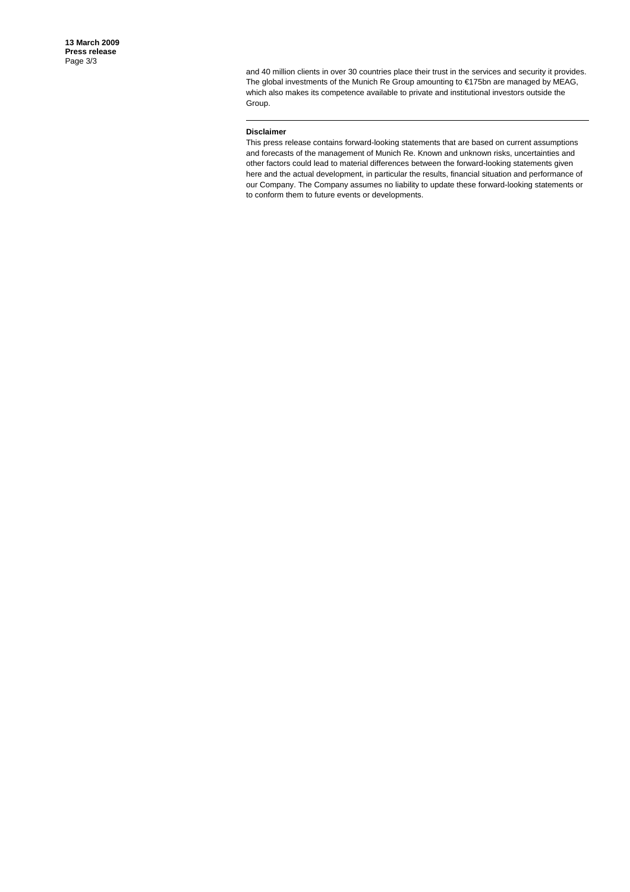and 40 million clients in over 30 countries place their trust in the services and security it provides. The global investments of the Munich Re Group amounting to €175bn are managed by MEAG, which also makes its competence available to private and institutional investors outside the Group.

---

**Disclaimer**

This press release contains forward-looking statements that are based on current assumptions and forecasts of the management of Munich Re. Known and unknown risks, uncertainties and other factors could lead to material differences between the forward-looking statements given here and the actual development, in particular the results, financial situation and performance of our Company. The Company assumes no liability to update these forward-looking statements or to conform them to future events or developments.